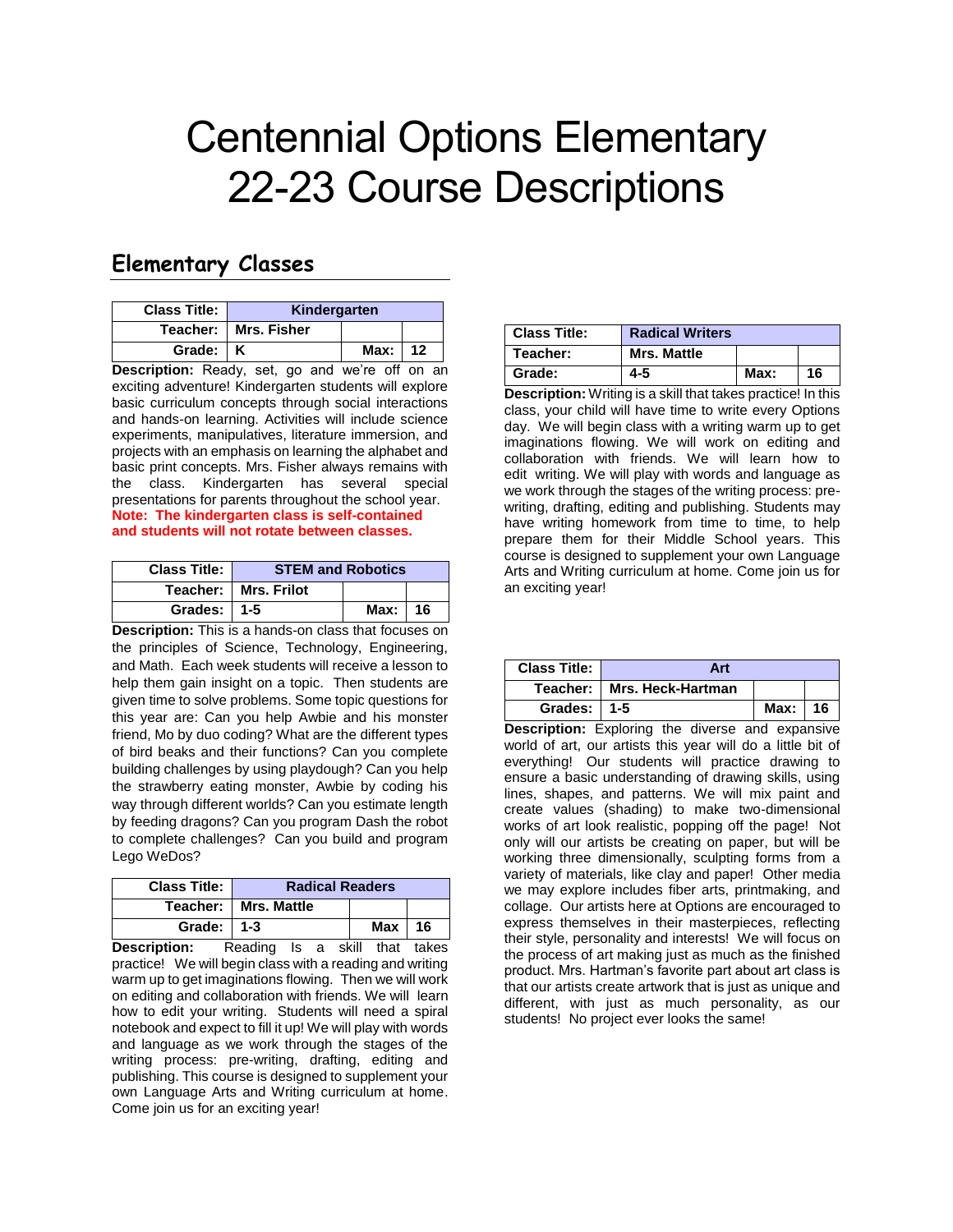# Centennial Options Elementary
# 22-23 Course Descriptions

## Elementary Classes

| Class Title: | Kindergarten | | |
|---|---|---|---|
| Teacher: | Mrs. Fisher | | |
| Grade: | K | Max: | 12 |

**Description:** Ready, set, go and we're off on an exciting adventure! Kindergarten students will explore basic curriculum concepts through social interactions and hands-on learning. Activities will include science experiments, manipulatives, literature immersion, and projects with an emphasis on learning the alphabet and basic print concepts. Mrs. Fisher always remains with the class. Kindergarten has several special presentations for parents throughout the school year.

**Note: The kindergarten class is self-contained and students will not rotate between classes.**

| Class Title: | STEM and Robotics | | |
|---|---|---|---|
| Teacher: | Mrs. Frilot | | |
| Grades: | 1-5 | Max: | 16 |

**Description:** This is a hands-on class that focuses on the principles of Science, Technology, Engineering, and Math. Each week students will receive a lesson to help them gain insight on a topic. Then students are given time to solve problems. Some topic questions for this year are: Can you help Awbie and his monster friend, Mo by duo coding? What are the different types of bird beaks and their functions? Can you complete building challenges by using playdough? Can you help the strawberry eating monster, Awbie by coding his way through different worlds? Can you estimate length by feeding dragons? Can you program Dash the robot to complete challenges? Can you build and program Lego WeDos?

| Class Title: | Radical Readers | | |
|---|---|---|---|
| Teacher: | Mrs. Mattle | | |
| Grade: | 1-3 | Max | 16 |

**Description:** Reading Is a skill that takes practice! We will begin class with a reading and writing warm up to get imaginations flowing. Then we will work on editing and collaboration with friends. We will learn how to edit your writing. Students will need a spiral notebook and expect to fill it up! We will play with words and language as we work through the stages of the writing process: pre-writing, drafting, editing and publishing. This course is designed to supplement your own Language Arts and Writing curriculum at home. Come join us for an exciting year!

| Class Title: | Radical Writers | | |
|---|---|---|---|
| Teacher: | Mrs. Mattle | | |
| Grade: | 4-5 | Max: | 16 |

**Description:** Writing is a skill that takes practice! In this class, your child will have time to write every Options day. We will begin class with a writing warm up to get imaginations flowing. We will work on editing and collaboration with friends. We will learn how to edit writing. We will play with words and language as we work through the stages of the writing process: pre-writing, drafting, editing and publishing. Students may have writing homework from time to time, to help prepare them for their Middle School years. This course is designed to supplement your own Language Arts and Writing curriculum at home. Come join us for an exciting year!

| Class Title: | Art | | |
|---|---|---|---|
| Teacher: | Mrs. Heck-Hartman | | |
| Grades: | 1-5 | Max: | 16 |

**Description:** Exploring the diverse and expansive world of art, our artists this year will do a little bit of everything! Our students will practice drawing to ensure a basic understanding of drawing skills, using lines, shapes, and patterns. We will mix paint and create values (shading) to make two-dimensional works of art look realistic, popping off the page! Not only will our artists be creating on paper, but will be working three dimensionally, sculpting forms from a variety of materials, like clay and paper! Other media we may explore includes fiber arts, printmaking, and collage. Our artists here at Options are encouraged to express themselves in their masterpieces, reflecting their style, personality and interests! We will focus on the process of art making just as much as the finished product. Mrs. Hartman's favorite part about art class is that our artists create artwork that is just as unique and different, with just as much personality, as our students! No project ever looks the same!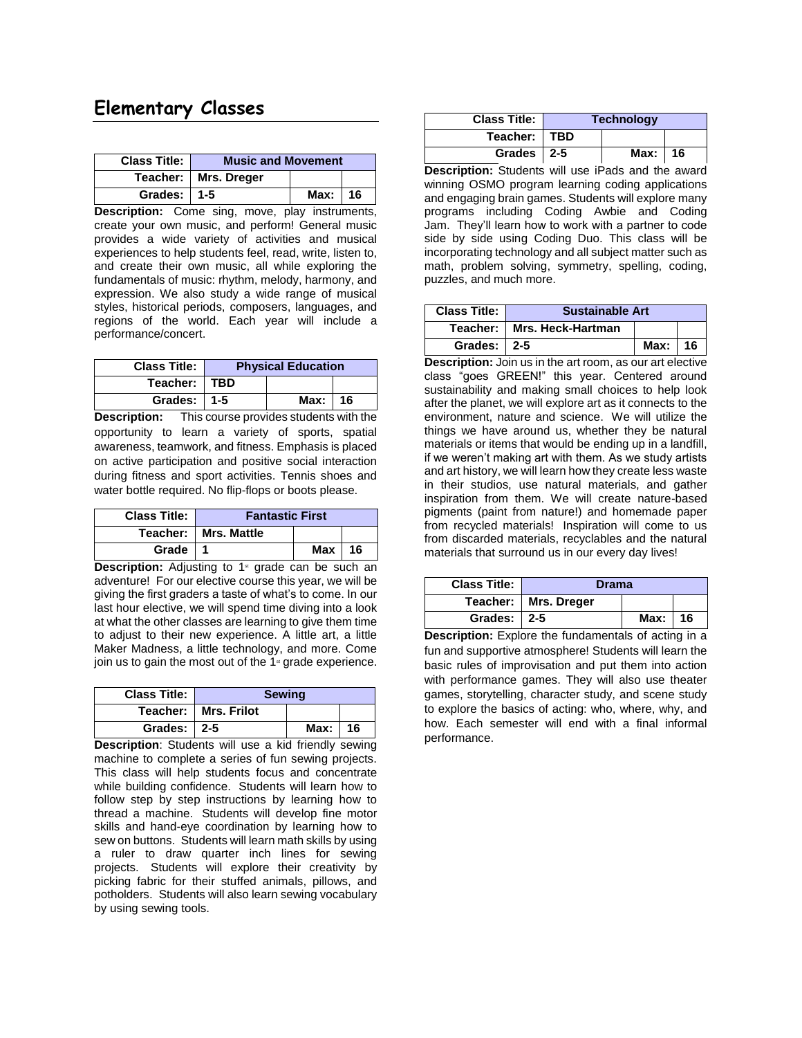# Elementary Classes

| Class Title: | Music and Movement | | |
|---|---|---|---|
| Teacher: | Mrs. Dreger | | |
| Grades: | 1-5 | Max: | 16 |

**Description:** Come sing, move, play instruments, create your own music, and perform! General music provides a wide variety of activities and musical experiences to help students feel, read, write, listen to, and create their own music, all while exploring the fundamentals of music: rhythm, melody, harmony, and expression. We also study a wide range of musical styles, historical periods, composers, languages, and regions of the world. Each year will include a performance/concert.

| Class Title: | Physical Education | | |
|---|---|---|---|
| Teacher: | TBD | | |
| Grades: | 1-5 | Max: | 16 |

**Description:** This course provides students with the opportunity to learn a variety of sports, spatial awareness, teamwork, and fitness. Emphasis is placed on active participation and positive social interaction during fitness and sport activities. Tennis shoes and water bottle required. No flip-flops or boots please.

| Class Title: | Fantastic First | | |
|---|---|---|---|
| Teacher: | Mrs. Mattle | | |
| Grade | 1 | Max | 16 |

**Description:** Adjusting to 1st grade can be such an adventure! For our elective course this year, we will be giving the first graders a taste of what's to come. In our last hour elective, we will spend time diving into a look at what the other classes are learning to give them time to adjust to their new experience. A little art, a little Maker Madness, a little technology, and more. Come join us to gain the most out of the 1st grade experience.

| Class Title: | Sewing | | |
|---|---|---|---|
| Teacher: | Mrs. Frilot | | |
| Grades: | 2-5 | Max: | 16 |

**Description**: Students will use a kid friendly sewing machine to complete a series of fun sewing projects. This class will help students focus and concentrate while building confidence. Students will learn how to follow step by step instructions by learning how to thread a machine. Students will develop fine motor skills and hand-eye coordination by learning how to sew on buttons. Students will learn math skills by using a ruler to draw quarter inch lines for sewing projects. Students will explore their creativity by picking fabric for their stuffed animals, pillows, and potholders. Students will also learn sewing vocabulary by using sewing tools.

| Class Title: | Technology | | |
|---|---|---|---|
| Teacher: | TBD | | |
| Grades | 2-5 | Max: | 16 |

**Description:** Students will use iPads and the award winning OSMO program learning coding applications and engaging brain games. Students will explore many programs including Coding Awbie and Coding Jam. They'll learn how to work with a partner to code side by side using Coding Duo. This class will be incorporating technology and all subject matter such as math, problem solving, symmetry, spelling, coding, puzzles, and much more.

| Class Title: | Sustainable Art | | |
|---|---|---|---|
| Teacher: | Mrs. Heck-Hartman | | |
| Grades: | 2-5 | Max: | 16 |

**Description:** Join us in the art room, as our art elective class "goes GREEN!" this year. Centered around sustainability and making small choices to help look after the planet, we will explore art as it connects to the environment, nature and science. We will utilize the things we have around us, whether they be natural materials or items that would be ending up in a landfill, if we weren't making art with them. As we study artists and art history, we will learn how they create less waste in their studios, use natural materials, and gather inspiration from them. We will create nature-based pigments (paint from nature!) and homemade paper from recycled materials! Inspiration will come to us from discarded materials, recyclables and the natural materials that surround us in our every day lives!

| Class Title: | Drama | | |
|---|---|---|---|
| Teacher: | Mrs. Dreger | | |
| Grades: | 2-5 | Max: | 16 |

**Description:** Explore the fundamentals of acting in a fun and supportive atmosphere! Students will learn the basic rules of improvisation and put them into action with performance games. They will also use theater games, storytelling, character study, and scene study to explore the basics of acting: who, where, why, and how. Each semester will end with a final informal performance.